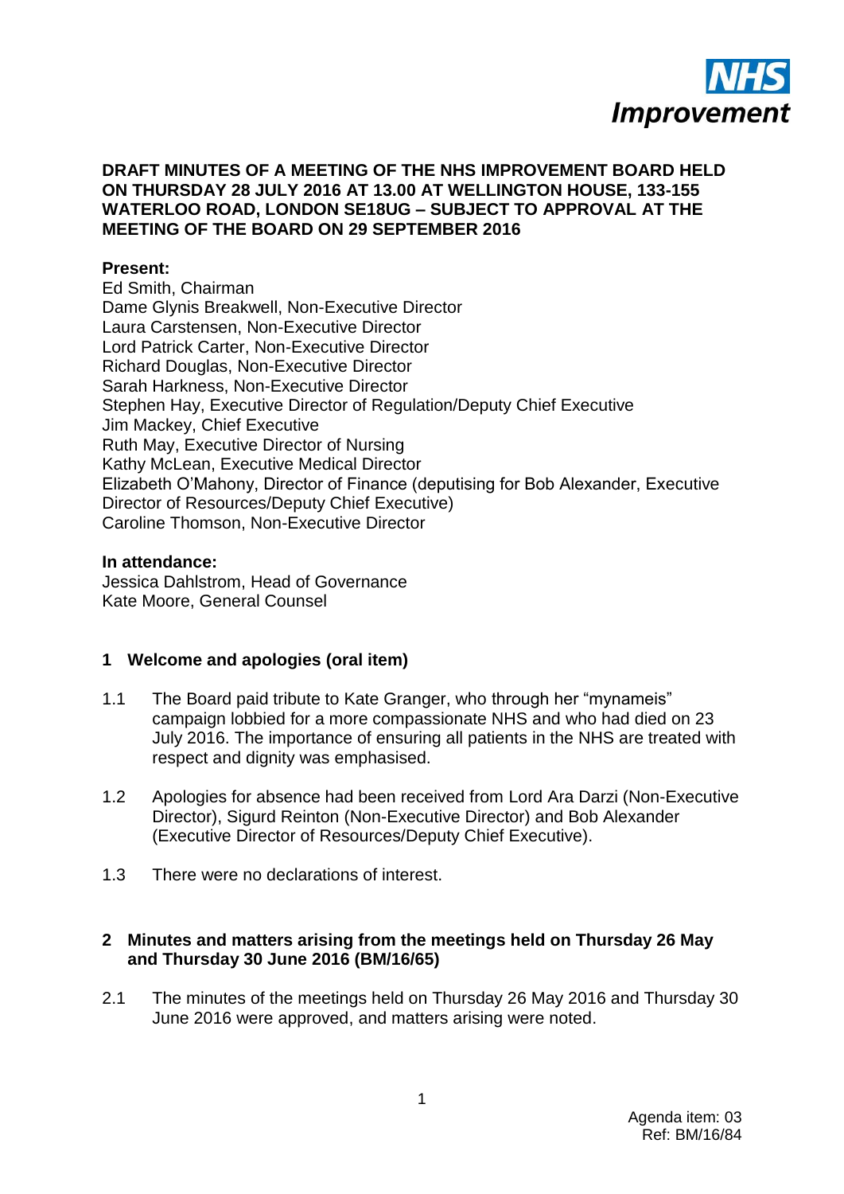**DRAFT MINUTES OF A MEETING OF THE NHS IMPROVEMENT BOARD HELD ON THURSDAY 28 JULY 2016 AT 13.00 AT WELLINGTON HOUSE, 133-155 WATERLOO ROAD, LONDON SE18UG – SUBJECT TO APPROVAL AT THE MEETING OF THE BOARD ON 29 SEPTEMBER 2016**

**Present:**
Ed Smith, Chairman
Dame Glynis Breakwell, Non-Executive Director
Laura Carstensen, Non-Executive Director
Lord Patrick Carter, Non-Executive Director
Richard Douglas, Non-Executive Director
Sarah Harkness, Non-Executive Director
Stephen Hay, Executive Director of Regulation/Deputy Chief Executive
Jim Mackey, Chief Executive
Ruth May, Executive Director of Nursing
Kathy McLean, Executive Medical Director
Elizabeth O'Mahony, Director of Finance (deputising for Bob Alexander, Executive Director of Resources/Deputy Chief Executive)
Caroline Thomson, Non-Executive Director

**In attendance:**
Jessica Dahlstrom, Head of Governance
Kate Moore, General Counsel

## 1 Welcome and apologies (oral item)

1.1 The Board paid tribute to Kate Granger, who through her "mynameis" campaign lobbied for a more compassionate NHS and who had died on 23 July 2016. The importance of ensuring all patients in the NHS are treated with respect and dignity was emphasised.

1.2 Apologies for absence had been received from Lord Ara Darzi (Non-Executive Director), Sigurd Reinton (Non-Executive Director) and Bob Alexander (Executive Director of Resources/Deputy Chief Executive).

1.3 There were no declarations of interest.

## 2 Minutes and matters arising from the meetings held on Thursday 26 May and Thursday 30 June 2016 (BM/16/65)

2.1 The minutes of the meetings held on Thursday 26 May 2016 and Thursday 30 June 2016 were approved, and matters arising were noted.

Agenda item: 03
Ref: BM/16/84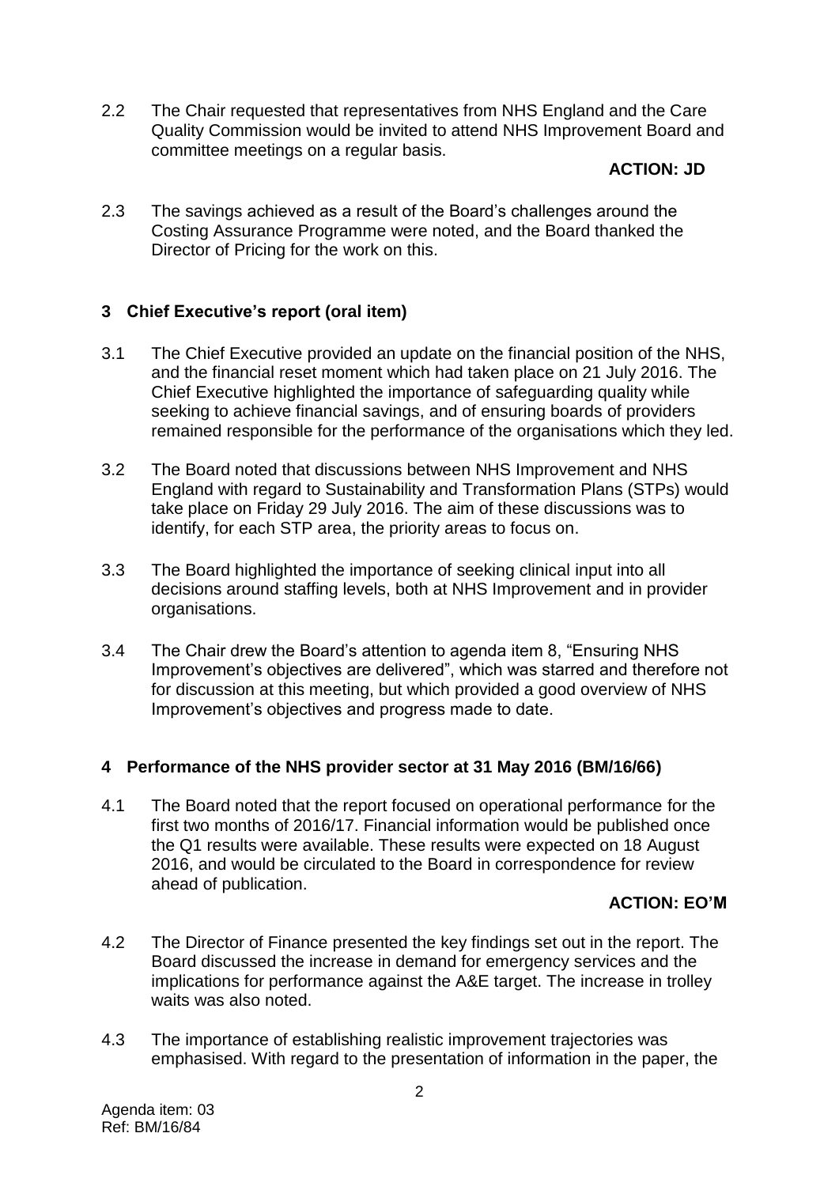2.2 The Chair requested that representatives from NHS England and the Care Quality Commission would be invited to attend NHS Improvement Board and committee meetings on a regular basis.

**ACTION: JD**

2.3 The savings achieved as a result of the Board's challenges around the Costing Assurance Programme were noted, and the Board thanked the Director of Pricing for the work on this.

## 3 Chief Executive's report (oral item)

3.1 The Chief Executive provided an update on the financial position of the NHS, and the financial reset moment which had taken place on 21 July 2016. The Chief Executive highlighted the importance of safeguarding quality while seeking to achieve financial savings, and of ensuring boards of providers remained responsible for the performance of the organisations which they led.

3.2 The Board noted that discussions between NHS Improvement and NHS England with regard to Sustainability and Transformation Plans (STPs) would take place on Friday 29 July 2016. The aim of these discussions was to identify, for each STP area, the priority areas to focus on.

3.3 The Board highlighted the importance of seeking clinical input into all decisions around staffing levels, both at NHS Improvement and in provider organisations.

3.4 The Chair drew the Board's attention to agenda item 8, "Ensuring NHS Improvement's objectives are delivered", which was starred and therefore not for discussion at this meeting, but which provided a good overview of NHS Improvement's objectives and progress made to date.

## 4 Performance of the NHS provider sector at 31 May 2016 (BM/16/66)

4.1 The Board noted that the report focused on operational performance for the first two months of 2016/17. Financial information would be published once the Q1 results were available. These results were expected on 18 August 2016, and would be circulated to the Board in correspondence for review ahead of publication.

**ACTION: EO'M**

4.2 The Director of Finance presented the key findings set out in the report. The Board discussed the increase in demand for emergency services and the implications for performance against the A&E target. The increase in trolley waits was also noted.

4.3 The importance of establishing realistic improvement trajectories was emphasised. With regard to the presentation of information in the paper, the

Agenda item: 03
Ref: BM/16/84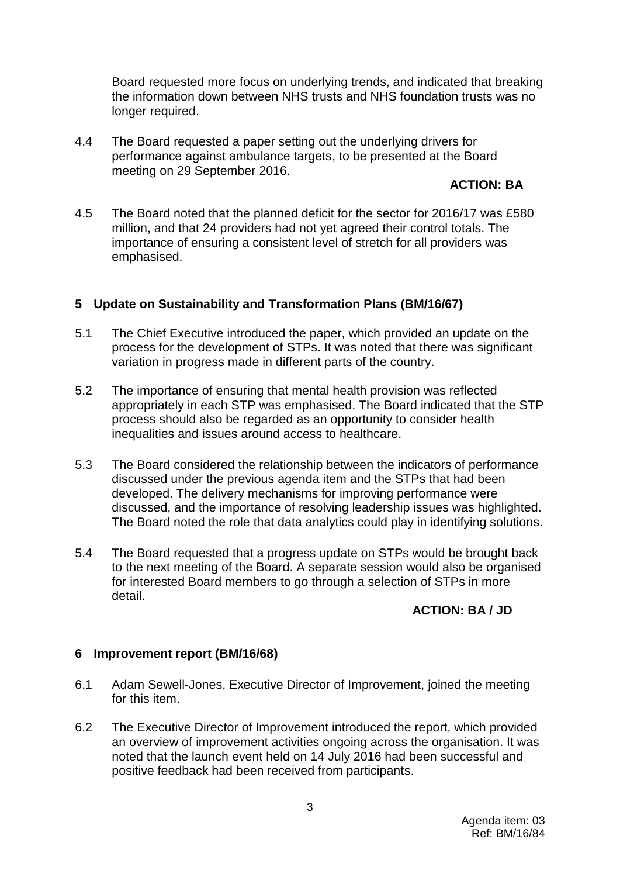Board requested more focus on underlying trends, and indicated that breaking the information down between NHS trusts and NHS foundation trusts was no longer required.

4.4 The Board requested a paper setting out the underlying drivers for performance against ambulance targets, to be presented at the Board meeting on 29 September 2016.

**ACTION: BA**

4.5 The Board noted that the planned deficit for the sector for 2016/17 was £580 million, and that 24 providers had not yet agreed their control totals. The importance of ensuring a consistent level of stretch for all providers was emphasised.

## 5 Update on Sustainability and Transformation Plans (BM/16/67)

5.1 The Chief Executive introduced the paper, which provided an update on the process for the development of STPs. It was noted that there was significant variation in progress made in different parts of the country.

5.2 The importance of ensuring that mental health provision was reflected appropriately in each STP was emphasised. The Board indicated that the STP process should also be regarded as an opportunity to consider health inequalities and issues around access to healthcare.

5.3 The Board considered the relationship between the indicators of performance discussed under the previous agenda item and the STPs that had been developed. The delivery mechanisms for improving performance were discussed, and the importance of resolving leadership issues was highlighted. The Board noted the role that data analytics could play in identifying solutions.

5.4 The Board requested that a progress update on STPs would be brought back to the next meeting of the Board. A separate session would also be organised for interested Board members to go through a selection of STPs in more detail.

**ACTION: BA / JD**

## 6 Improvement report (BM/16/68)

6.1 Adam Sewell-Jones, Executive Director of Improvement, joined the meeting for this item.

6.2 The Executive Director of Improvement introduced the report, which provided an overview of improvement activities ongoing across the organisation. It was noted that the launch event held on 14 July 2016 had been successful and positive feedback had been received from participants.

Agenda item: 03
Ref: BM/16/84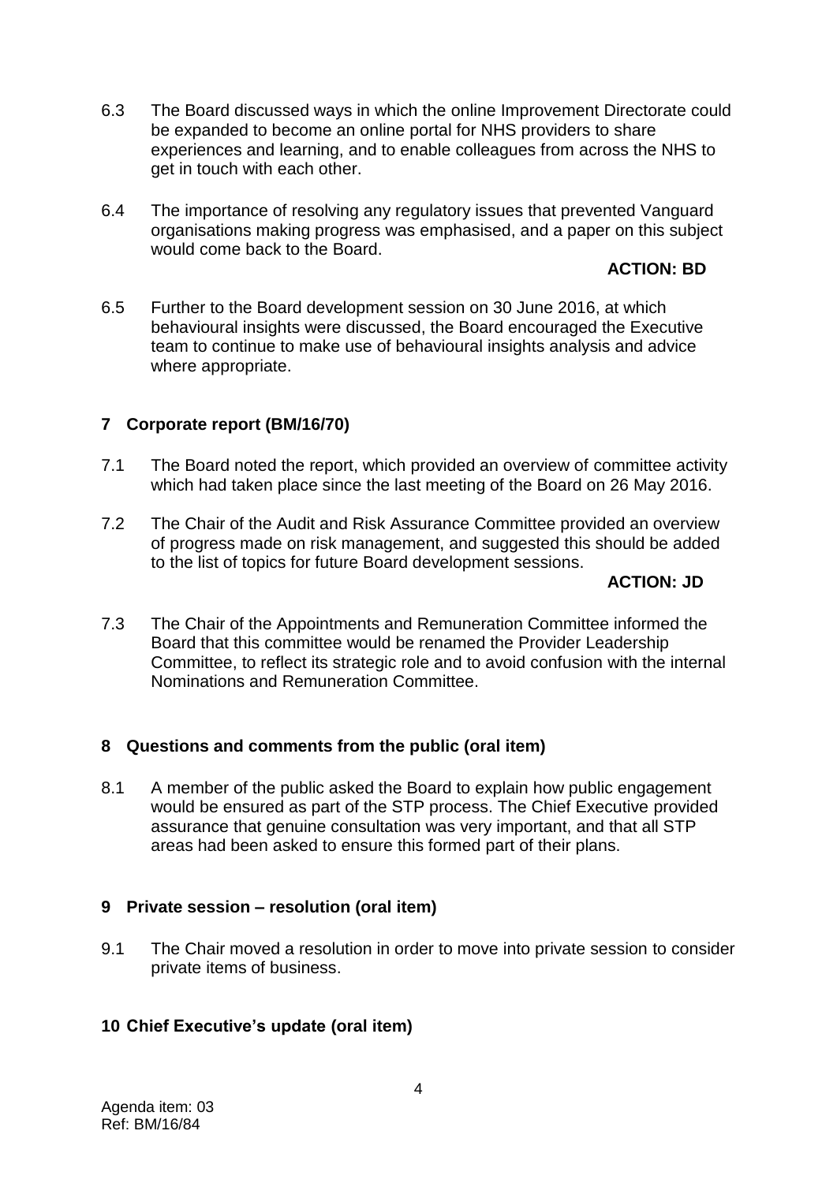6.3 The Board discussed ways in which the online Improvement Directorate could be expanded to become an online portal for NHS providers to share experiences and learning, and to enable colleagues from across the NHS to get in touch with each other.

6.4 The importance of resolving any regulatory issues that prevented Vanguard organisations making progress was emphasised, and a paper on this subject would come back to the Board.

**ACTION: BD**

6.5 Further to the Board development session on 30 June 2016, at which behavioural insights were discussed, the Board encouraged the Executive team to continue to make use of behavioural insights analysis and advice where appropriate.

## 7 Corporate report (BM/16/70)

7.1 The Board noted the report, which provided an overview of committee activity which had taken place since the last meeting of the Board on 26 May 2016.

7.2 The Chair of the Audit and Risk Assurance Committee provided an overview of progress made on risk management, and suggested this should be added to the list of topics for future Board development sessions.

**ACTION: JD**

7.3 The Chair of the Appointments and Remuneration Committee informed the Board that this committee would be renamed the Provider Leadership Committee, to reflect its strategic role and to avoid confusion with the internal Nominations and Remuneration Committee.

## 8 Questions and comments from the public (oral item)

8.1 A member of the public asked the Board to explain how public engagement would be ensured as part of the STP process. The Chief Executive provided assurance that genuine consultation was very important, and that all STP areas had been asked to ensure this formed part of their plans.

## 9 Private session – resolution (oral item)

9.1 The Chair moved a resolution in order to move into private session to consider private items of business.

## 10 Chief Executive's update (oral item)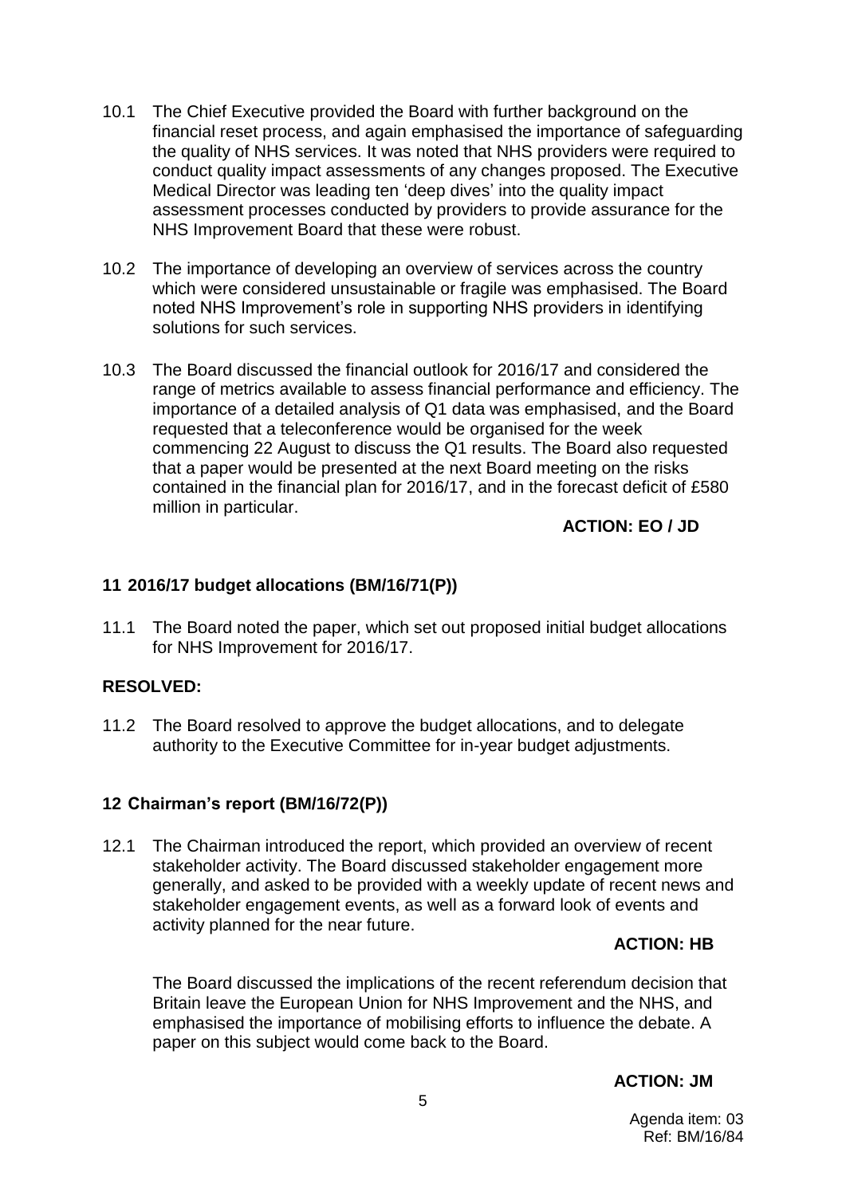10.1 The Chief Executive provided the Board with further background on the financial reset process, and again emphasised the importance of safeguarding the quality of NHS services. It was noted that NHS providers were required to conduct quality impact assessments of any changes proposed. The Executive Medical Director was leading ten 'deep dives' into the quality impact assessment processes conducted by providers to provide assurance for the NHS Improvement Board that these were robust.

10.2 The importance of developing an overview of services across the country which were considered unsustainable or fragile was emphasised. The Board noted NHS Improvement's role in supporting NHS providers in identifying solutions for such services.

10.3 The Board discussed the financial outlook for 2016/17 and considered the range of metrics available to assess financial performance and efficiency. The importance of a detailed analysis of Q1 data was emphasised, and the Board requested that a teleconference would be organised for the week commencing 22 August to discuss the Q1 results. The Board also requested that a paper would be presented at the next Board meeting on the risks contained in the financial plan for 2016/17, and in the forecast deficit of £580 million in particular.

**ACTION: EO / JD**

## 11 2016/17 budget allocations (BM/16/71(P))

11.1 The Board noted the paper, which set out proposed initial budget allocations for NHS Improvement for 2016/17.

**RESOLVED:**

11.2 The Board resolved to approve the budget allocations, and to delegate authority to the Executive Committee for in-year budget adjustments.

## 12 Chairman's report (BM/16/72(P))

12.1 The Chairman introduced the report, which provided an overview of recent stakeholder activity. The Board discussed stakeholder engagement more generally, and asked to be provided with a weekly update of recent news and stakeholder engagement events, as well as a forward look of events and activity planned for the near future.

**ACTION: HB**

The Board discussed the implications of the recent referendum decision that Britain leave the European Union for NHS Improvement and the NHS, and emphasised the importance of mobilising efforts to influence the debate. A paper on this subject would come back to the Board.

**ACTION: JM**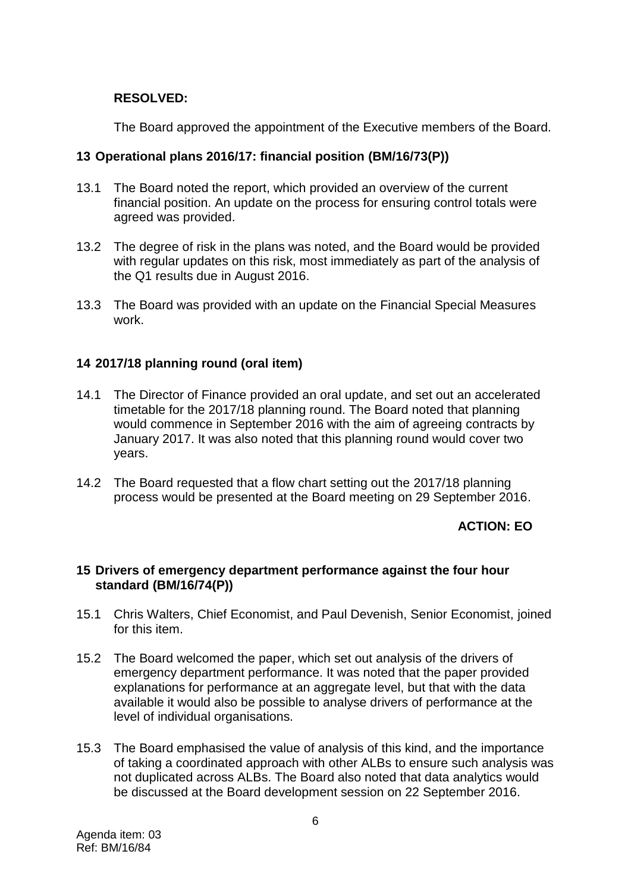**RESOLVED:**

The Board approved the appointment of the Executive members of the Board.

## 13 Operational plans 2016/17: financial position (BM/16/73(P))

13.1 The Board noted the report, which provided an overview of the current financial position. An update on the process for ensuring control totals were agreed was provided.

13.2 The degree of risk in the plans was noted, and the Board would be provided with regular updates on this risk, most immediately as part of the analysis of the Q1 results due in August 2016.

13.3 The Board was provided with an update on the Financial Special Measures work.

## 14 2017/18 planning round (oral item)

14.1 The Director of Finance provided an oral update, and set out an accelerated timetable for the 2017/18 planning round. The Board noted that planning would commence in September 2016 with the aim of agreeing contracts by January 2017. It was also noted that this planning round would cover two years.

14.2 The Board requested that a flow chart setting out the 2017/18 planning process would be presented at the Board meeting on 29 September 2016.

**ACTION: EO**

## 15 Drivers of emergency department performance against the four hour standard (BM/16/74(P))

15.1 Chris Walters, Chief Economist, and Paul Devenish, Senior Economist, joined for this item.

15.2 The Board welcomed the paper, which set out analysis of the drivers of emergency department performance. It was noted that the paper provided explanations for performance at an aggregate level, but that with the data available it would also be possible to analyse drivers of performance at the level of individual organisations.

15.3 The Board emphasised the value of analysis of this kind, and the importance of taking a coordinated approach with other ALBs to ensure such analysis was not duplicated across ALBs. The Board also noted that data analytics would be discussed at the Board development session on 22 September 2016.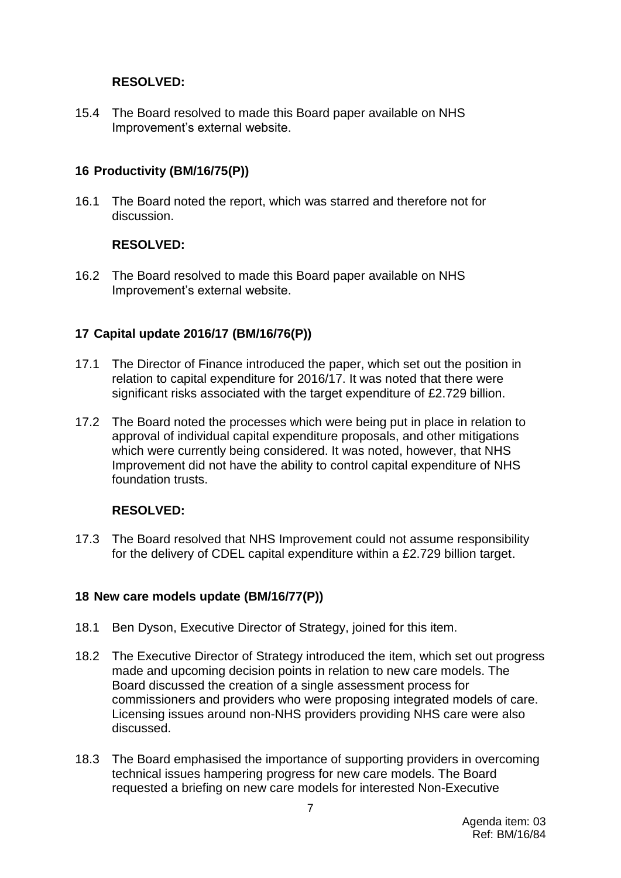**RESOLVED:**

15.4 The Board resolved to made this Board paper available on NHS Improvement's external website.

## 16 Productivity (BM/16/75(P))

16.1 The Board noted the report, which was starred and therefore not for discussion.

**RESOLVED:**

16.2 The Board resolved to made this Board paper available on NHS Improvement's external website.

## 17 Capital update 2016/17 (BM/16/76(P))

17.1 The Director of Finance introduced the paper, which set out the position in relation to capital expenditure for 2016/17. It was noted that there were significant risks associated with the target expenditure of £2.729 billion.

17.2 The Board noted the processes which were being put in place in relation to approval of individual capital expenditure proposals, and other mitigations which were currently being considered. It was noted, however, that NHS Improvement did not have the ability to control capital expenditure of NHS foundation trusts.

**RESOLVED:**

17.3 The Board resolved that NHS Improvement could not assume responsibility for the delivery of CDEL capital expenditure within a £2.729 billion target.

## 18 New care models update (BM/16/77(P))

18.1 Ben Dyson, Executive Director of Strategy, joined for this item.

18.2 The Executive Director of Strategy introduced the item, which set out progress made and upcoming decision points in relation to new care models. The Board discussed the creation of a single assessment process for commissioners and providers who were proposing integrated models of care. Licensing issues around non-NHS providers providing NHS care were also discussed.

18.3 The Board emphasised the importance of supporting providers in overcoming technical issues hampering progress for new care models. The Board requested a briefing on new care models for interested Non-Executive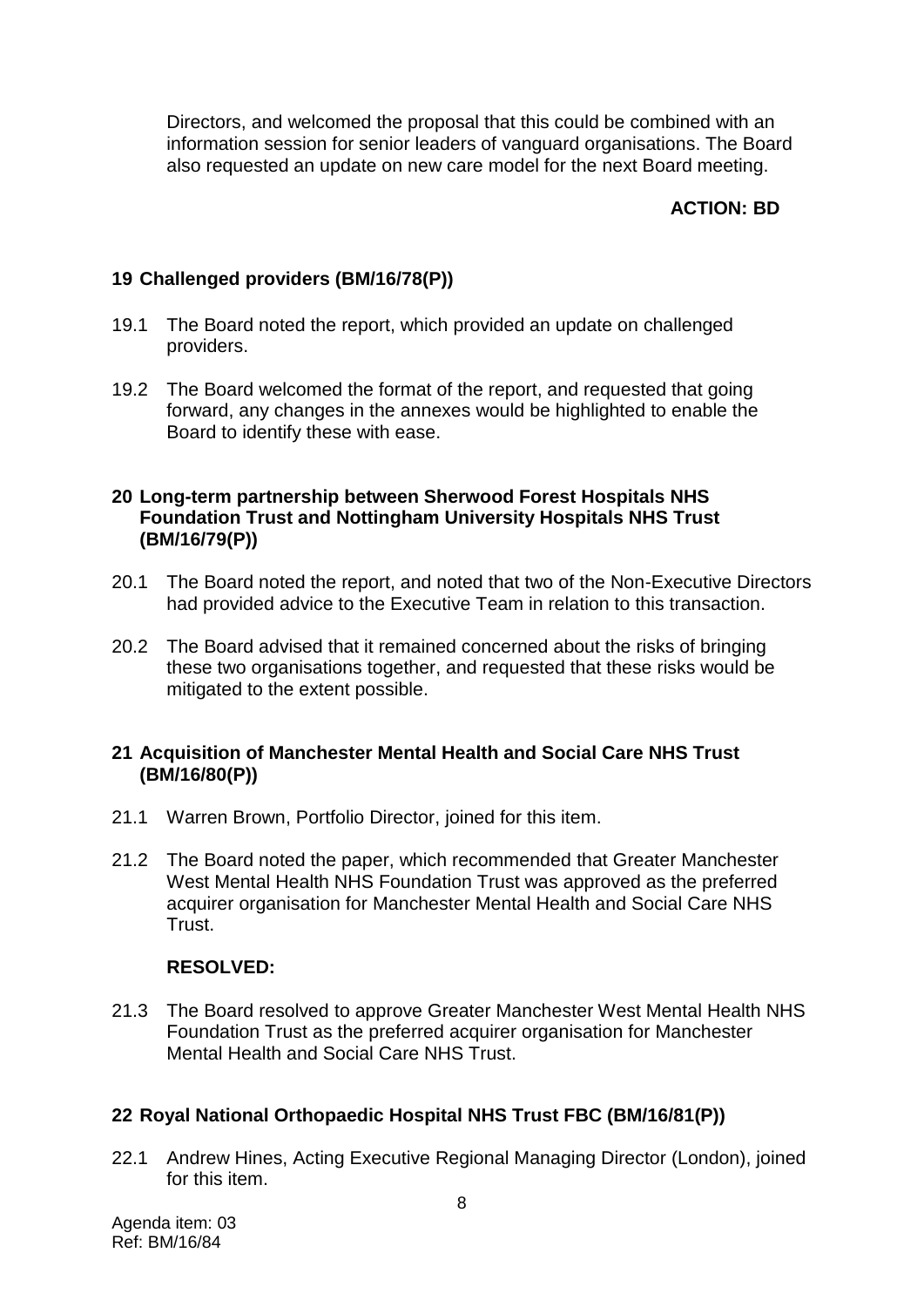Directors, and welcomed the proposal that this could be combined with an information session for senior leaders of vanguard organisations. The Board also requested an update on new care model for the next Board meeting.

**ACTION: BD**

## 19 Challenged providers (BM/16/78(P))

19.1 The Board noted the report, which provided an update on challenged providers.

19.2 The Board welcomed the format of the report, and requested that going forward, any changes in the annexes would be highlighted to enable the Board to identify these with ease.

## 20 Long-term partnership between Sherwood Forest Hospitals NHS Foundation Trust and Nottingham University Hospitals NHS Trust (BM/16/79(P))

20.1 The Board noted the report, and noted that two of the Non-Executive Directors had provided advice to the Executive Team in relation to this transaction.

20.2 The Board advised that it remained concerned about the risks of bringing these two organisations together, and requested that these risks would be mitigated to the extent possible.

## 21 Acquisition of Manchester Mental Health and Social Care NHS Trust (BM/16/80(P))

21.1 Warren Brown, Portfolio Director, joined for this item.

21.2 The Board noted the paper, which recommended that Greater Manchester West Mental Health NHS Foundation Trust was approved as the preferred acquirer organisation for Manchester Mental Health and Social Care NHS Trust.

**RESOLVED:**

21.3 The Board resolved to approve Greater Manchester West Mental Health NHS Foundation Trust as the preferred acquirer organisation for Manchester Mental Health and Social Care NHS Trust.

## 22 Royal National Orthopaedic Hospital NHS Trust FBC (BM/16/81(P))

22.1 Andrew Hines, Acting Executive Regional Managing Director (London), joined for this item.

Agenda item: 03
Ref: BM/16/84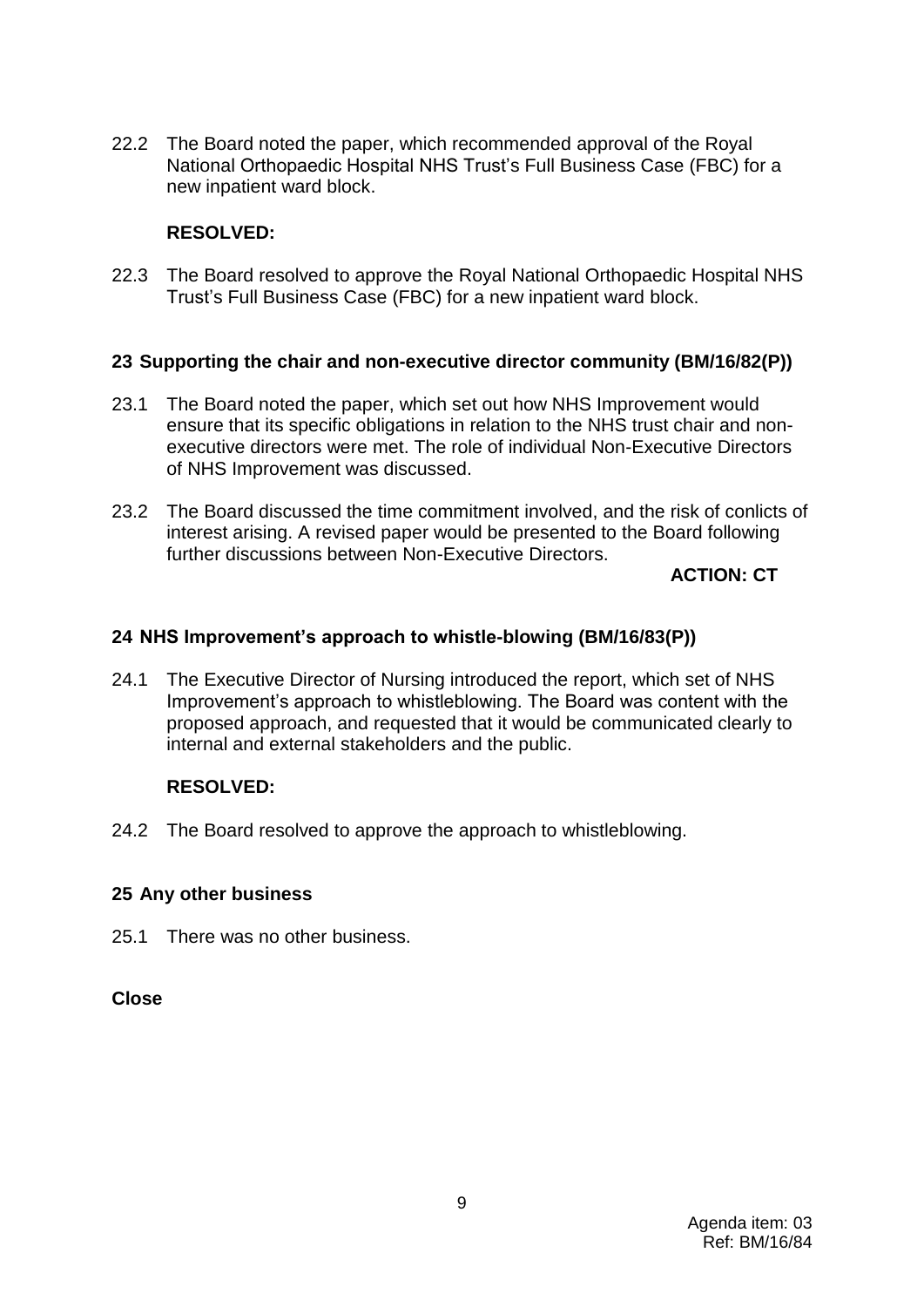22.2 The Board noted the paper, which recommended approval of the Royal National Orthopaedic Hospital NHS Trust's Full Business Case (FBC) for a new inpatient ward block.

**RESOLVED:**

22.3 The Board resolved to approve the Royal National Orthopaedic Hospital NHS Trust's Full Business Case (FBC) for a new inpatient ward block.

### 23 Supporting the chair and non-executive director community (BM/16/82(P))

23.1 The Board noted the paper, which set out how NHS Improvement would ensure that its specific obligations in relation to the NHS trust chair and non-executive directors were met. The role of individual Non-Executive Directors of NHS Improvement was discussed.

23.2 The Board discussed the time commitment involved, and the risk of conlicts of interest arising. A revised paper would be presented to the Board following further discussions between Non-Executive Directors.

**ACTION: CT**

### 24 NHS Improvement's approach to whistle-blowing (BM/16/83(P))

24.1 The Executive Director of Nursing introduced the report, which set of NHS Improvement's approach to whistleblowing. The Board was content with the proposed approach, and requested that it would be communicated clearly to internal and external stakeholders and the public.

**RESOLVED:**

24.2 The Board resolved to approve the approach to whistleblowing.

### 25 Any other business

25.1 There was no other business.

**Close**

Agenda item: 03
Ref: BM/16/84